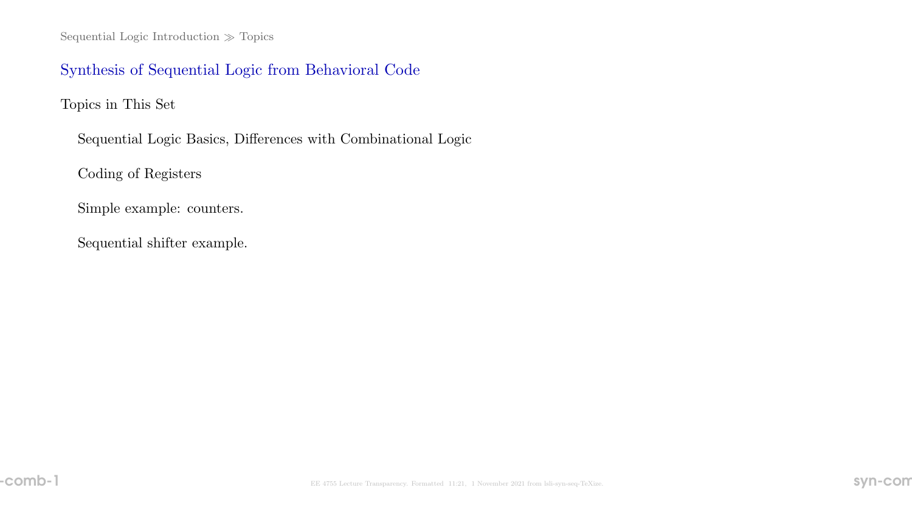# Synthesis of Sequential Logic from Behavioral Code

## Topics in This Set

- Sequential Logic Basics, Differences with Combinational Logic
- Coding of Registers
- Simple example: counters.
- Sequential shifter example.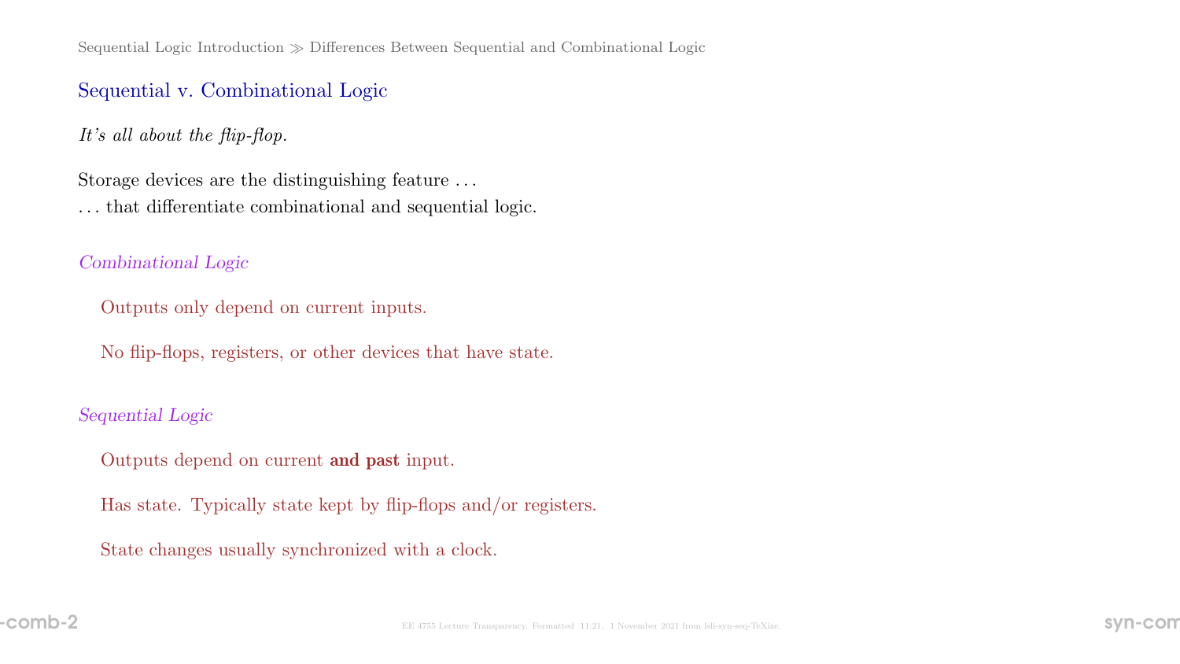## Sequential v. Combinational Logic

*It's all about the flip-flop.*

Storage devices are the distinguishing feature . . .
. . . that differentiate combinational and sequential logic.

*Combinational Logic*

Outputs only depend on current inputs.

No flip-flops, registers, or other devices that have state.

*Sequential Logic*

Outputs depend on current **and past** input.

Has state. Typically state kept by flip-flops and/or registers.

State changes usually synchronized with a clock.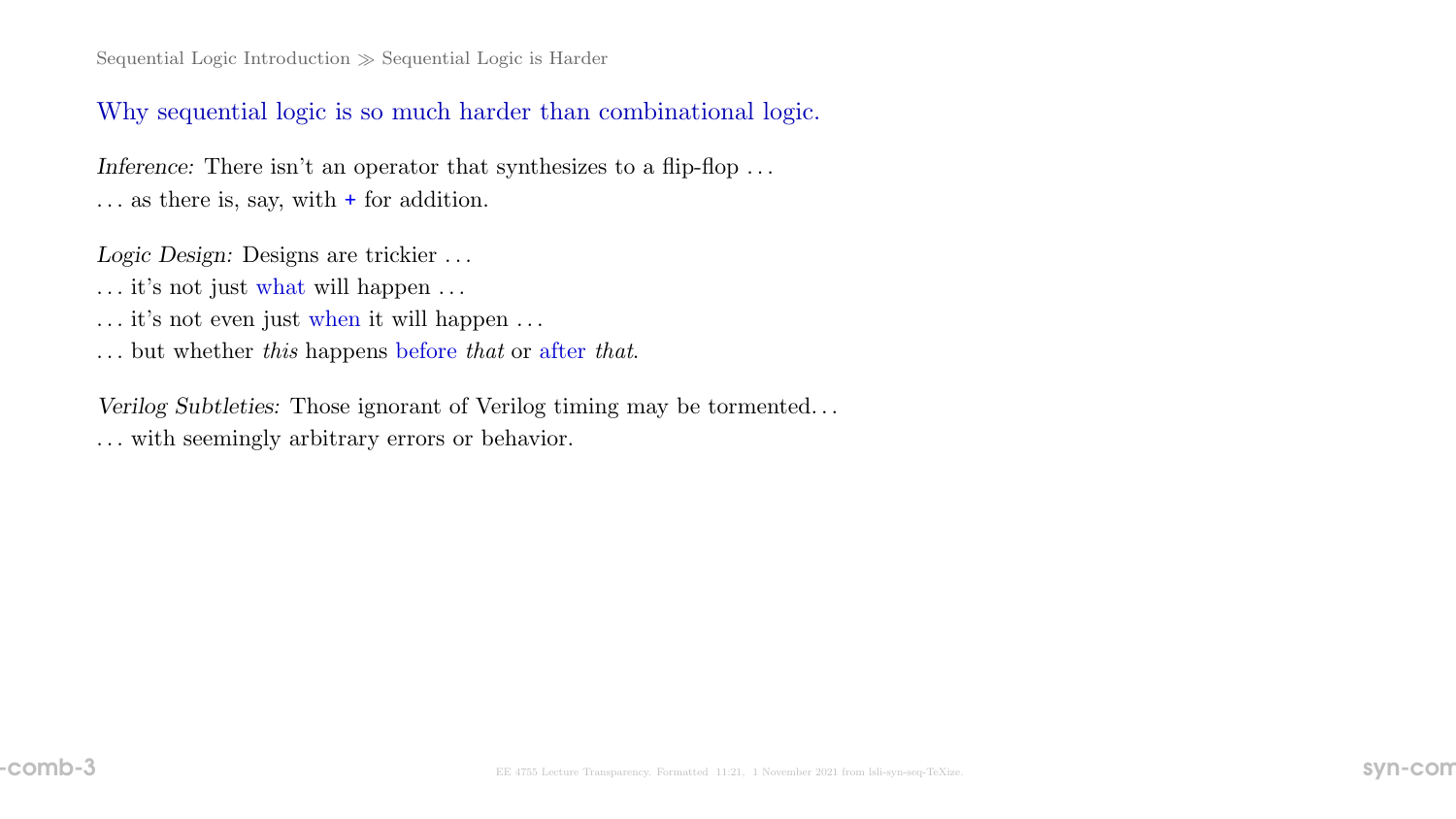## Why sequential logic is so much harder than combinational logic.

*Inference:* There isn't an operator that synthesizes to a flip-flop …
… as there is, say, with `+` for addition.

*Logic Design:* Designs are trickier …
… it's not just what will happen …
… it's not even just when it will happen …
… but whether *this* happens before *that* or after *that*.

*Verilog Subtleties:* Those ignorant of Verilog timing may be tormented…
… with seemingly arbitrary errors or behavior.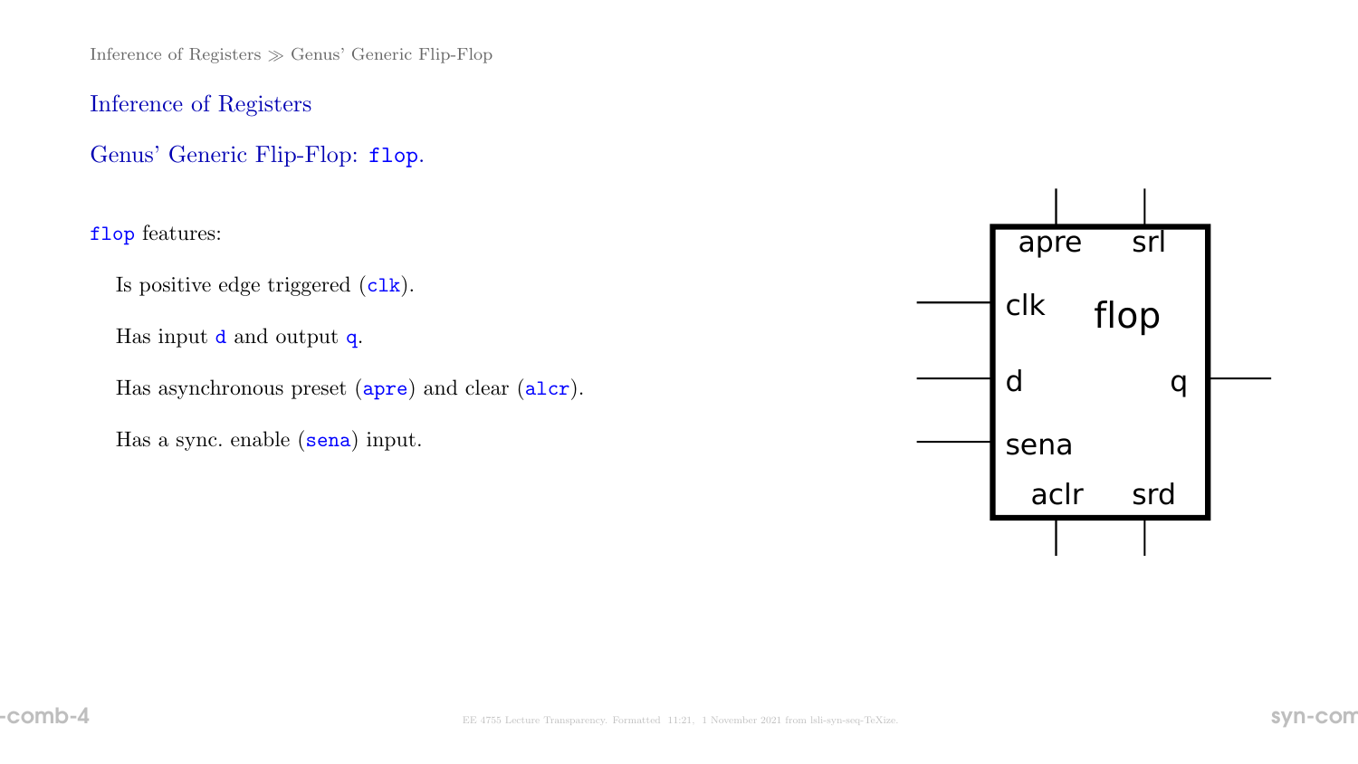## Inference of Registers

### Genus' Generic Flip-Flop: `flop`.

`flop` features:

- Is positive edge triggered (`clk`).
- Has input `d` and output `q`.
- Has asynchronous preset (`apre`) and clear (`aclr`).
- Has a sync. enable (`sena`) input.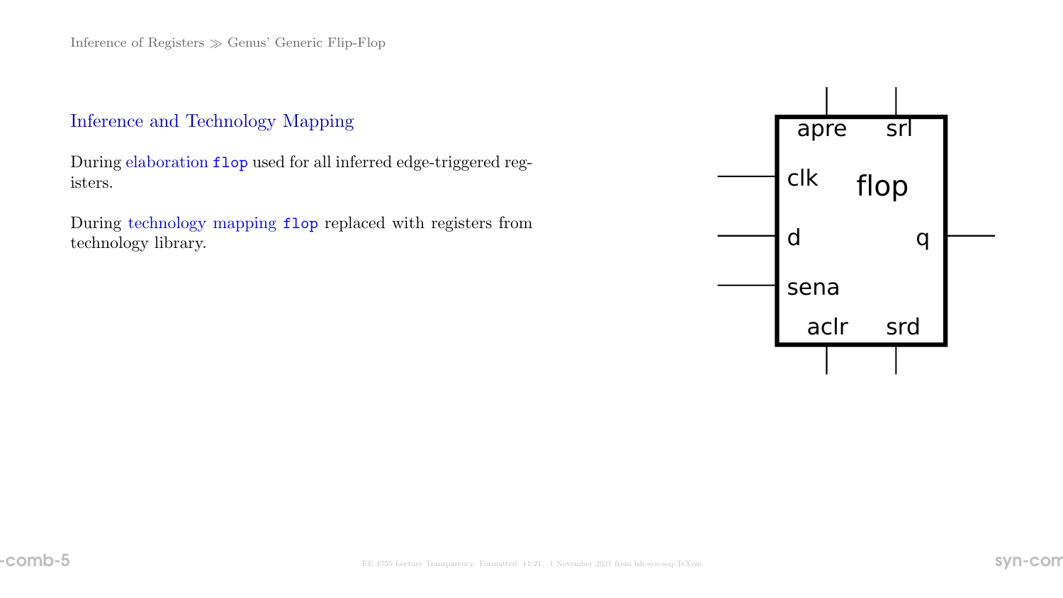## Inference and Technology Mapping

During elaboration `flop` used for all inferred edge-triggered registers.

During technology mapping `flop` replaced with registers from technology library.

apre srl

clk flop

d q

sena

aclr srd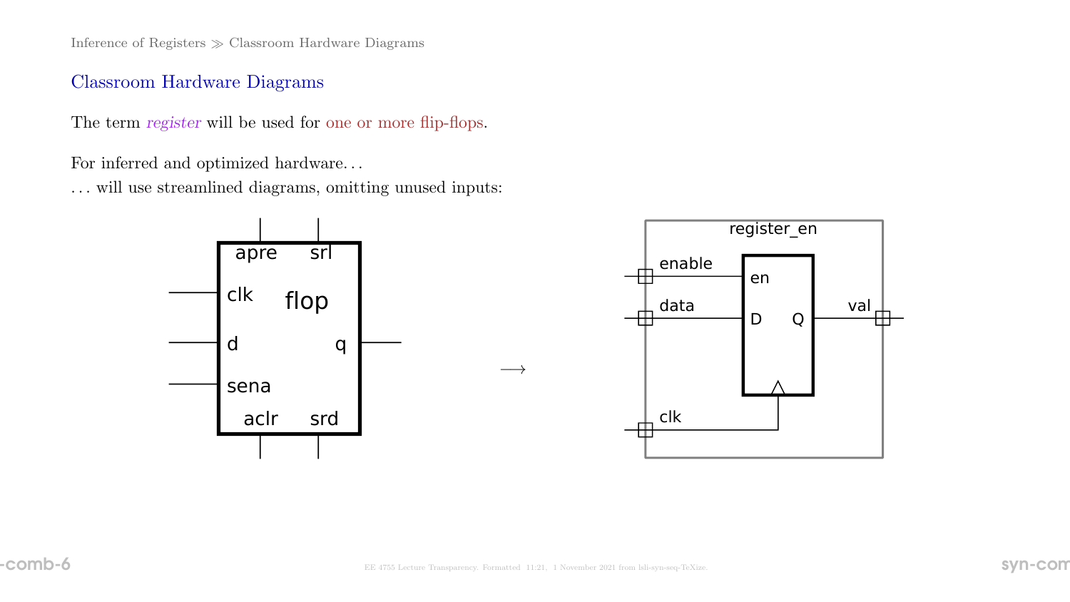## Classroom Hardware Diagrams

The term *register* will be used for one or more flip-flops.

For inferred and optimized hardware. . .

. . . will use streamlined diagrams, omitting unused inputs: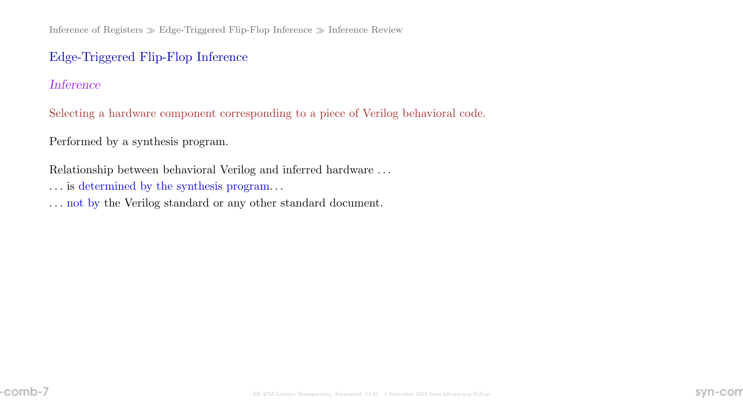## Edge-Triggered Flip-Flop Inference

### *Inference*

Selecting a hardware component corresponding to a piece of Verilog behavioral code.

Performed by a synthesis program.

Relationship between behavioral Verilog and inferred hardware . . .
. . . is determined by the synthesis program. . .
. . . not by the Verilog standard or any other standard document.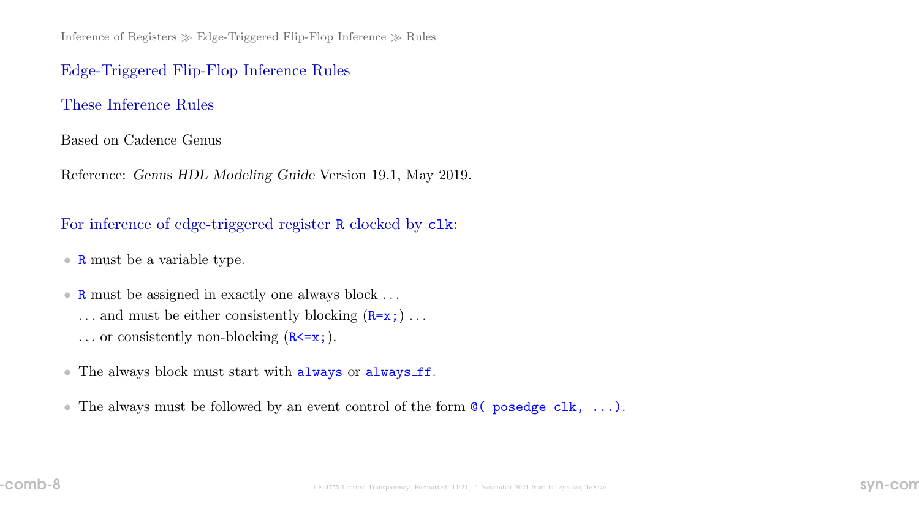## Edge-Triggered Flip-Flop Inference Rules

### These Inference Rules

Based on Cadence Genus

Reference: *Genus HDL Modeling Guide* Version 19.1, May 2019.

### For inference of edge-triggered register `R` clocked by `clk`:

- `R` must be a variable type.
- `R` must be assigned in exactly one always block . . .
  . . . and must be either consistently blocking (`R=x;`) . . .
  . . . or consistently non-blocking (`R<=x;`).
- The always block must start with `always` or `always_ff`.
- The always must be followed by an event control of the form `@( posedge clk, ...)`.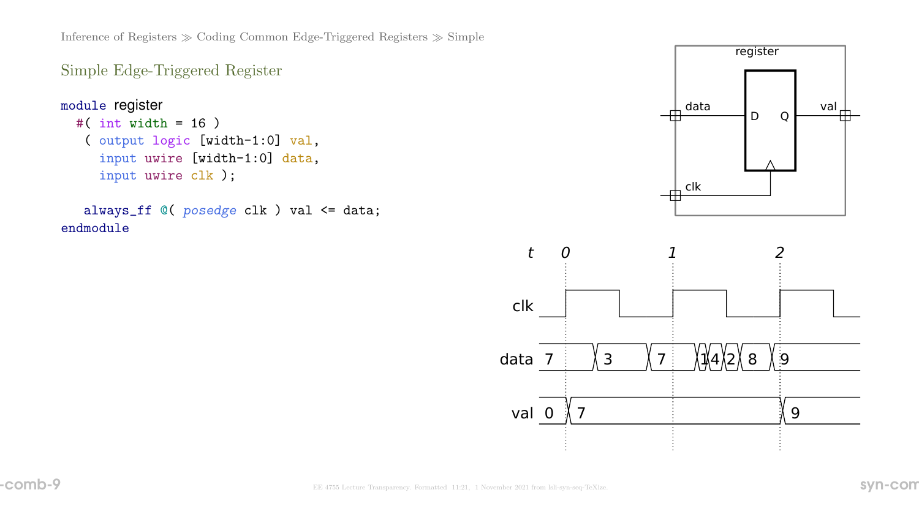## Simple Edge-Triggered Register

```
module register
  #( int width = 16 )
   ( output logic [width-1:0] val,
     input uwire [width-1:0] data,
     input uwire clk );

   always_ff @( posedge clk ) val <= data;
endmodule
```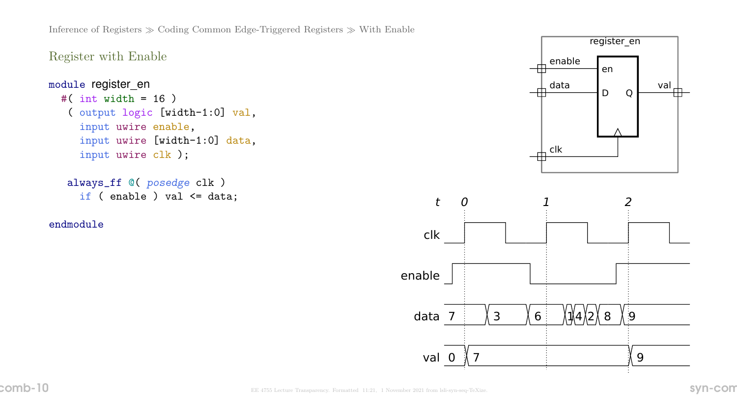Inference of Registers ≫ Coding Common Edge-Triggered Registers ≫ With Enable

## Register with Enable

```
module register_en
  #( int width = 16 )
   ( output logic [width-1:0] val,
     input uwire enable,
     input uwire [width-1:0] data,
     input uwire clk );

   always_ff @( posedge clk )
     if ( enable ) val <= data;

endmodule
```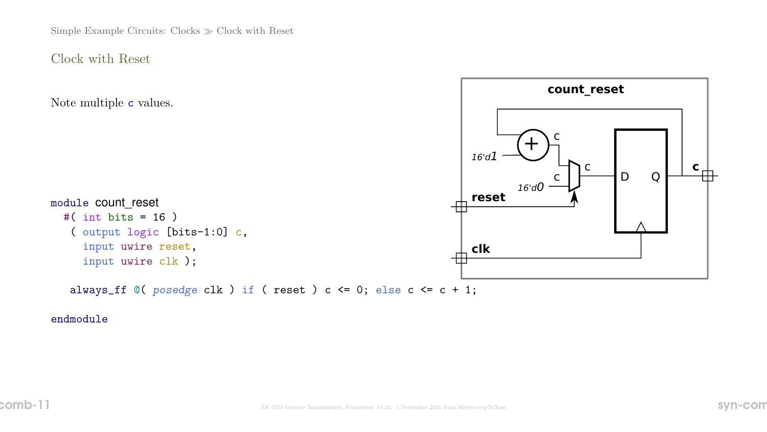Simple Example Circuits: Clocks ≫ Clock with Reset

## Clock with Reset

Note multiple c values.

```
module count_reset
  #( int bits = 16 )
   ( output logic [bits-1:0] c,
     input uwire reset,
     input uwire clk );

   always_ff @( posedge clk ) if ( reset ) c <= 0; else c <= c + 1;

endmodule
```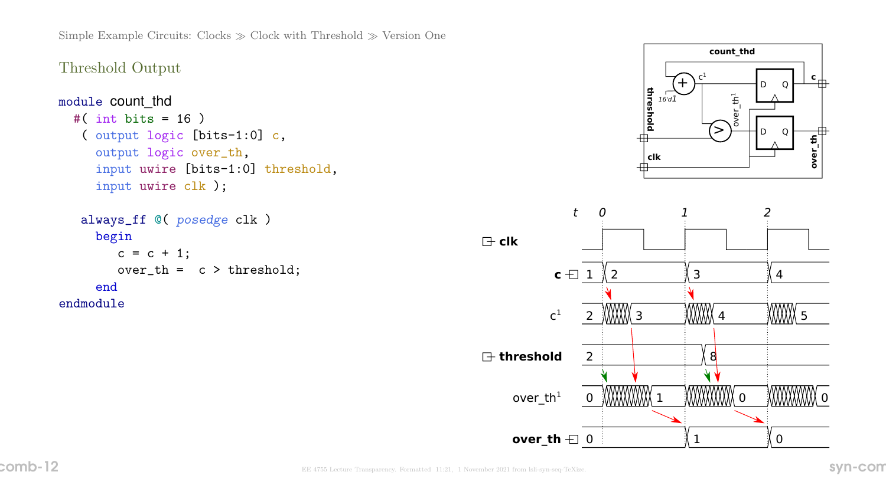Simple Example Circuits: Clocks ≫ Clock with Threshold ≫ Version One

## Threshold Output

```
module count_thd
  #( int bits = 16 )
   ( output logic [bits-1:0] c,
     output logic over_th,
     input uwire [bits-1:0] threshold,
     input uwire clk );

   always_ff @( posedge clk )
     begin
        c = c + 1;
        over_th =  c > threshold;
     end
endmodule
```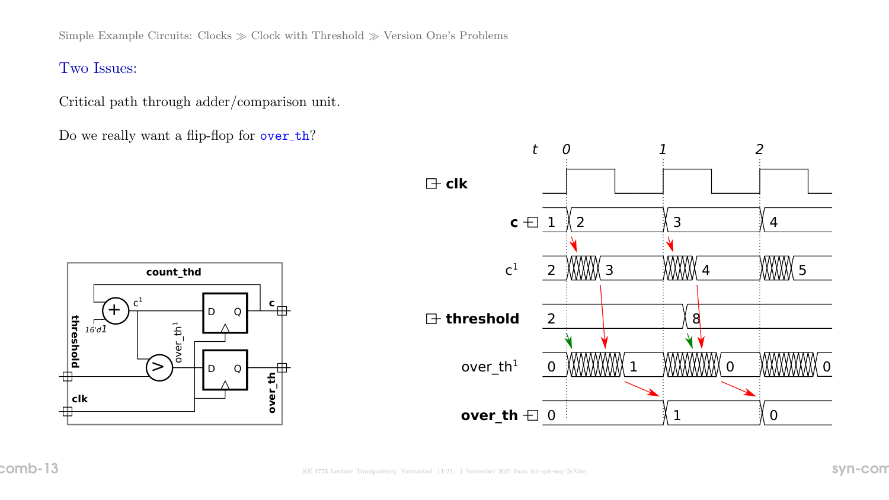Simple Example Circuits: Clocks ≫ Clock with Threshold ≫ Version One's Problems

## Two Issues:

Critical path through adder/comparison unit.

Do we really want a flip-flop for over_th?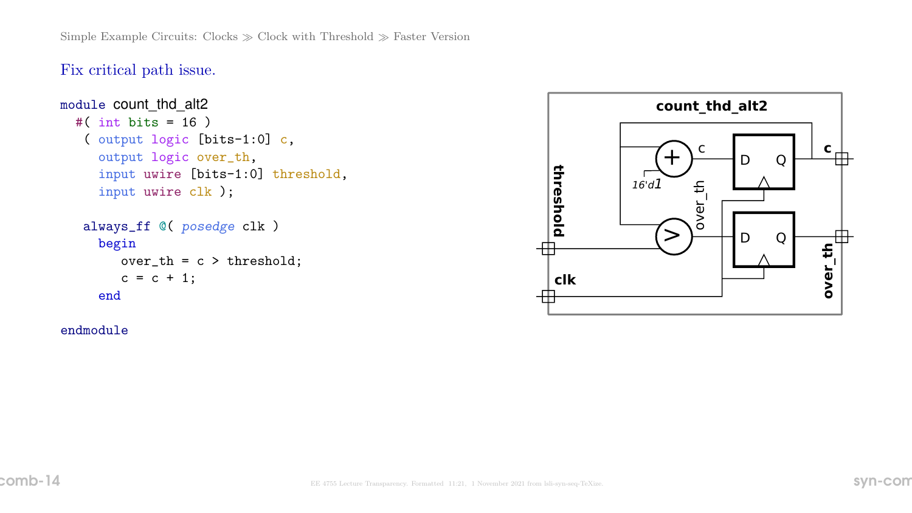Simple Example Circuits: Clocks ≫ Clock with Threshold ≫ Faster Version

## Fix critical path issue.

```
module count_thd_alt2
  #( int bits = 16 )
   ( output logic [bits-1:0] c,
     output logic over_th,
     input uwire [bits-1:0] threshold,
     input uwire clk );

   always_ff @( posedge clk )
     begin
        over_th = c > threshold;
        c = c + 1;
     end

endmodule
```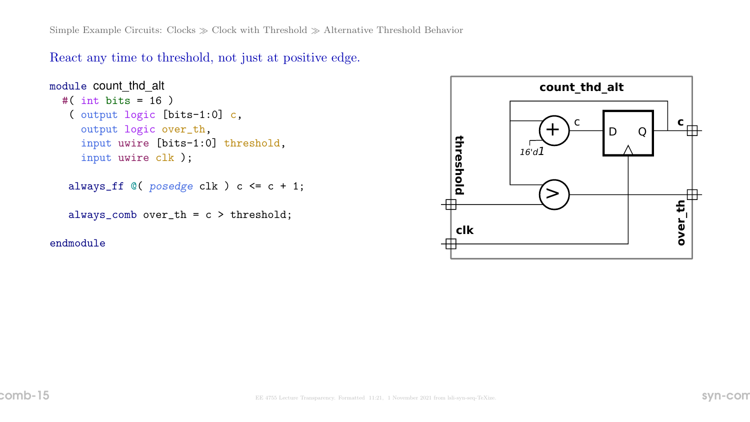Simple Example Circuits: Clocks ≫ Clock with Threshold ≫ Alternative Threshold Behavior

## React any time to threshold, not just at positive edge.

```
module count_thd_alt
  #( int bits = 16 )
   ( output logic [bits-1:0] c,
     output logic over_th,
     input uwire [bits-1:0] threshold,
     input uwire clk );

   always_ff @( posedge clk ) c <= c + 1;

   always_comb over_th = c > threshold;

endmodule
```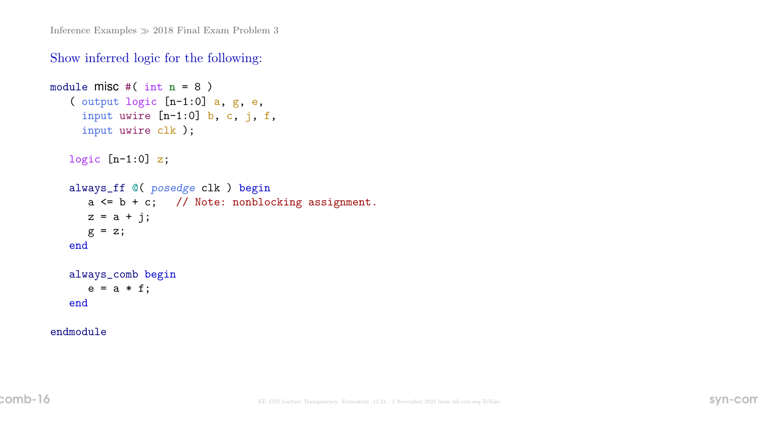Inference Examples ≫ 2018 Final Exam Problem 3

## Show inferred logic for the following:

```
module misc #( int n = 8 )
   ( output logic [n-1:0] a, g, e,
     input uwire [n-1:0] b, c, j, f,
     input uwire clk );

   logic [n-1:0] z;

   always_ff @( posedge clk ) begin
      a <= b + c;   // Note: nonblocking assignment.
      z = a + j;
      g = z;
   end

   always_comb begin
      e = a * f;
   end

endmodule
```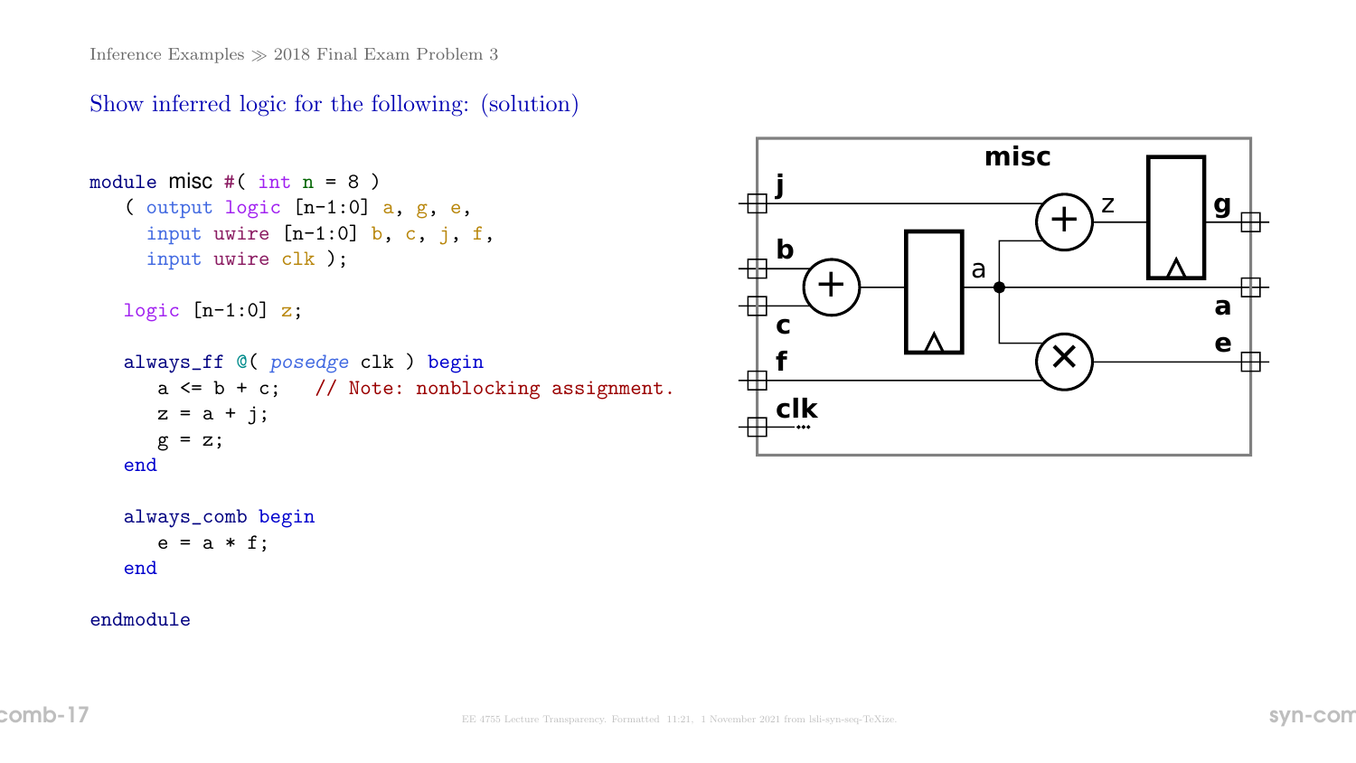Inference Examples ≫ 2018 Final Exam Problem 3

## Show inferred logic for the following: (solution)

```
module misc #( int n = 8 )
   ( output logic [n-1:0] a, g, e,
     input uwire [n-1:0] b, c, j, f,
     input uwire clk );

   logic [n-1:0] z;

   always_ff @( posedge clk ) begin
      a <= b + c;   // Note: nonblocking assignment.
      z = a + j;
      g = z;
   end

   always_comb begin
      e = a * f;
   end

endmodule
```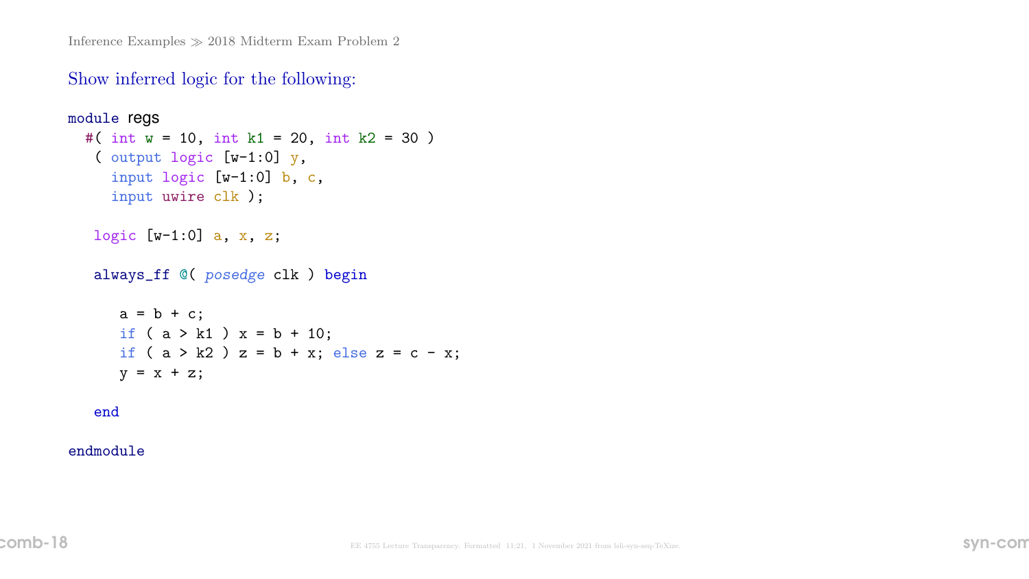Inference Examples ≫ 2018 Midterm Exam Problem 2

## Show inferred logic for the following:

```
module regs
  #( int w = 10, int k1 = 20, int k2 = 30 )
   ( output logic [w-1:0] y,
     input logic [w-1:0] b, c,
     input uwire clk );

   logic [w-1:0] a, x, z;

   always_ff @( posedge clk ) begin

      a = b + c;
      if ( a > k1 ) x = b + 10;
      if ( a > k2 ) z = b + x; else z = c - x;
      y = x + z;

   end

endmodule
```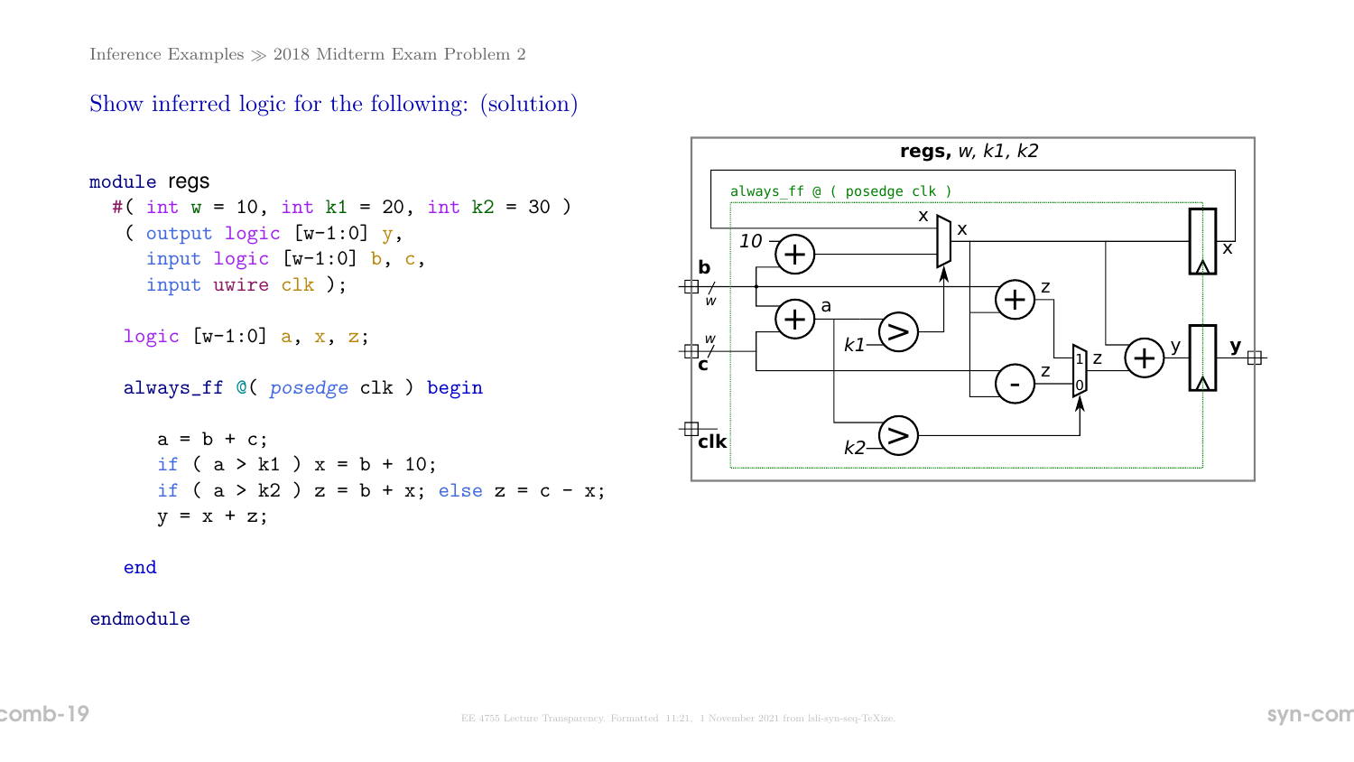## Show inferred logic for the following: (solution)

```
module regs
  #( int w = 10, int k1 = 20, int k2 = 30 )
   ( output logic [w-1:0] y,
     input logic [w-1:0] b, c,
     input uwire clk );

   logic [w-1:0] a, x, z;

   always_ff @( posedge clk ) begin

      a = b + c;
      if ( a > k1 ) x = b + 10;
      if ( a > k2 ) z = b + x; else z = c - x;
      y = x + z;

   end

endmodule
```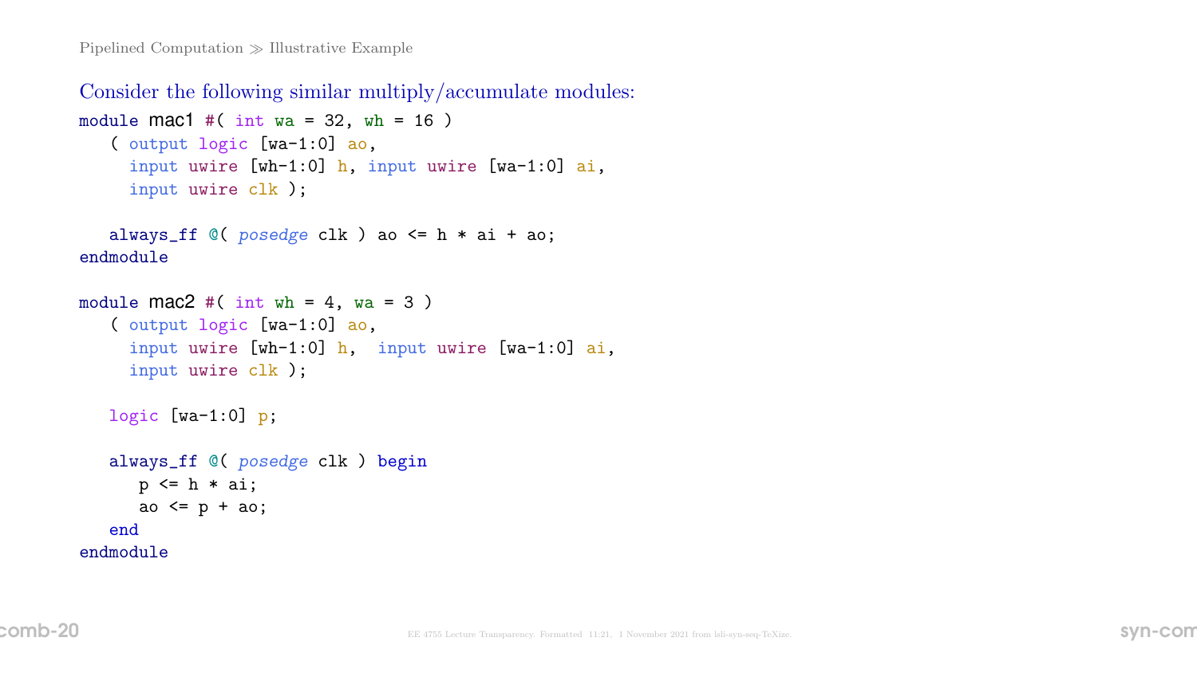Consider the following similar multiply/accumulate modules:

```
module mac1 #( int wa = 32, wh = 16 )
   ( output logic [wa-1:0] ao,
     input uwire [wh-1:0] h, input uwire [wa-1:0] ai,
     input uwire clk );

   always_ff @( posedge clk ) ao <= h * ai + ao;
endmodule

module mac2 #( int wh = 4, wa = 3 )
   ( output logic [wa-1:0] ao,
     input uwire [wh-1:0] h,  input uwire [wa-1:0] ai,
     input uwire clk );

   logic [wa-1:0] p;

   always_ff @( posedge clk ) begin
      p <= h * ai;
      ao <= p + ao;
   end
endmodule
```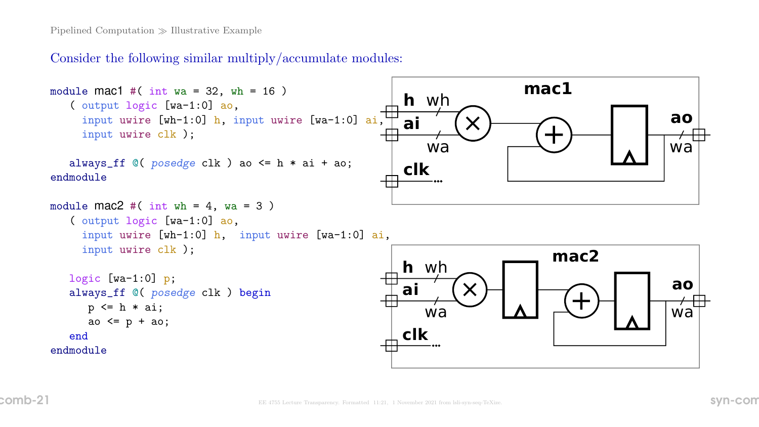Pipelined Computation ≫ Illustrative Example

## Consider the following similar multiply/accumulate modules:

```
module mac1 #( int wa = 32, wh = 16 )
   ( output logic [wa-1:0] ao,
     input uwire [wh-1:0] h, input uwire [wa-1:0] ai,
     input uwire clk );

   always_ff @( posedge clk ) ao <= h * ai + ao;
endmodule

module mac2 #( int wh = 4, wa = 3 )
   ( output logic [wa-1:0] ao,
     input uwire [wh-1:0] h,  input uwire [wa-1:0] ai,
     input uwire clk );

   logic [wa-1:0] p;
   always_ff @( posedge clk ) begin
      p <= h * ai;
      ao <= p + ao;
   end
endmodule
```

**mac1**

h wh, ai wa, ao wa, clk

**mac2**

h wh, ai wa, ao wa, clk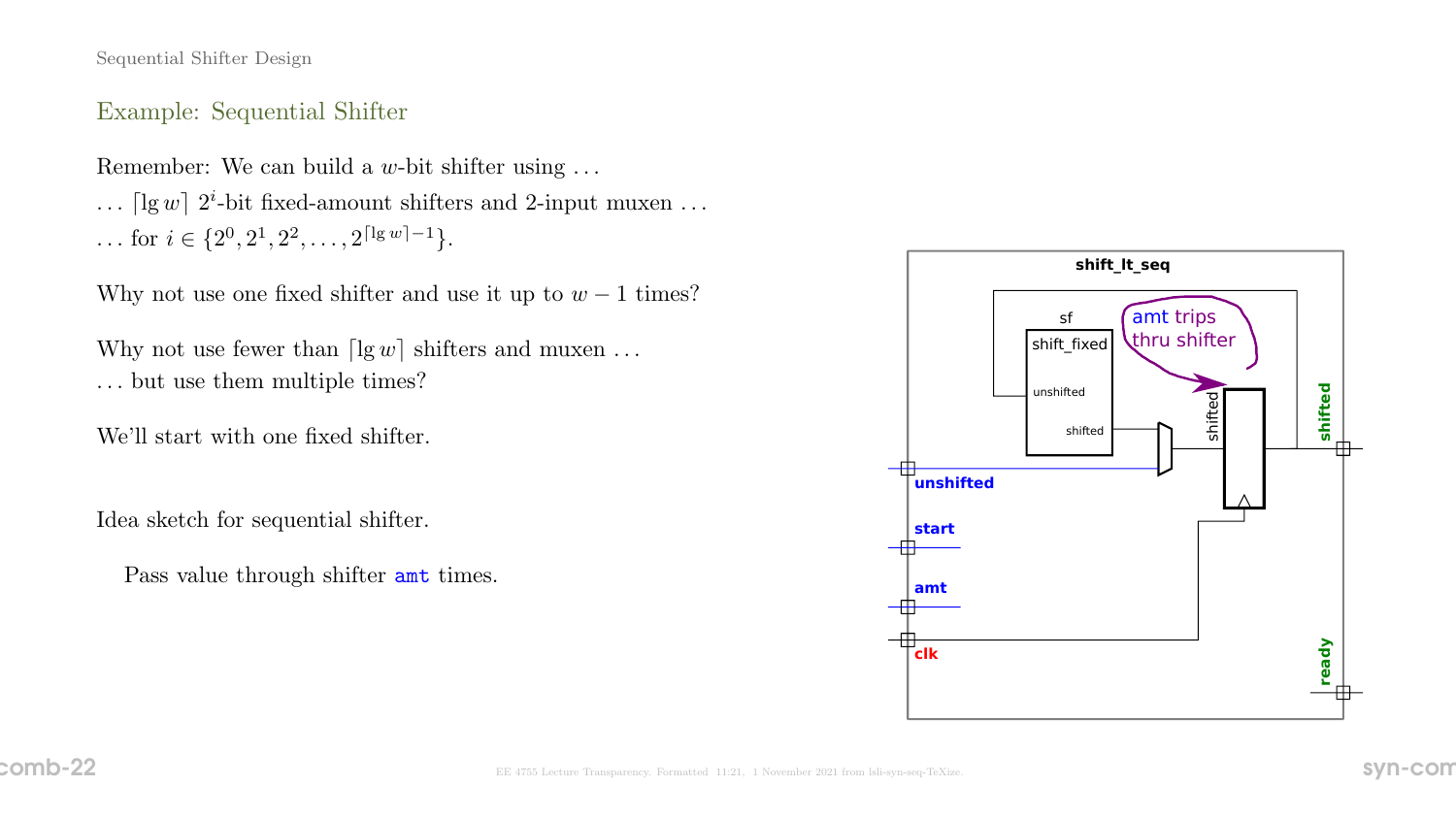## Example: Sequential Shifter

Remember: We can build a $w$-bit shifter using ...

... $\lceil \lg w \rceil$ $2^i$-bit fixed-amount shifters and 2-input muxen ...

... for $i \in \{2^0, 2^1, 2^2, \ldots, 2^{\lceil \lg w \rceil - 1}\}$.

Why not use one fixed shifter and use it up to $w - 1$ times?

Why not use fewer than $\lceil \lg w \rceil$ shifters and muxen ...

... but use them multiple times?

We'll start with one fixed shifter.

Idea sketch for sequential shifter.

Pass value through shifter `amt` times.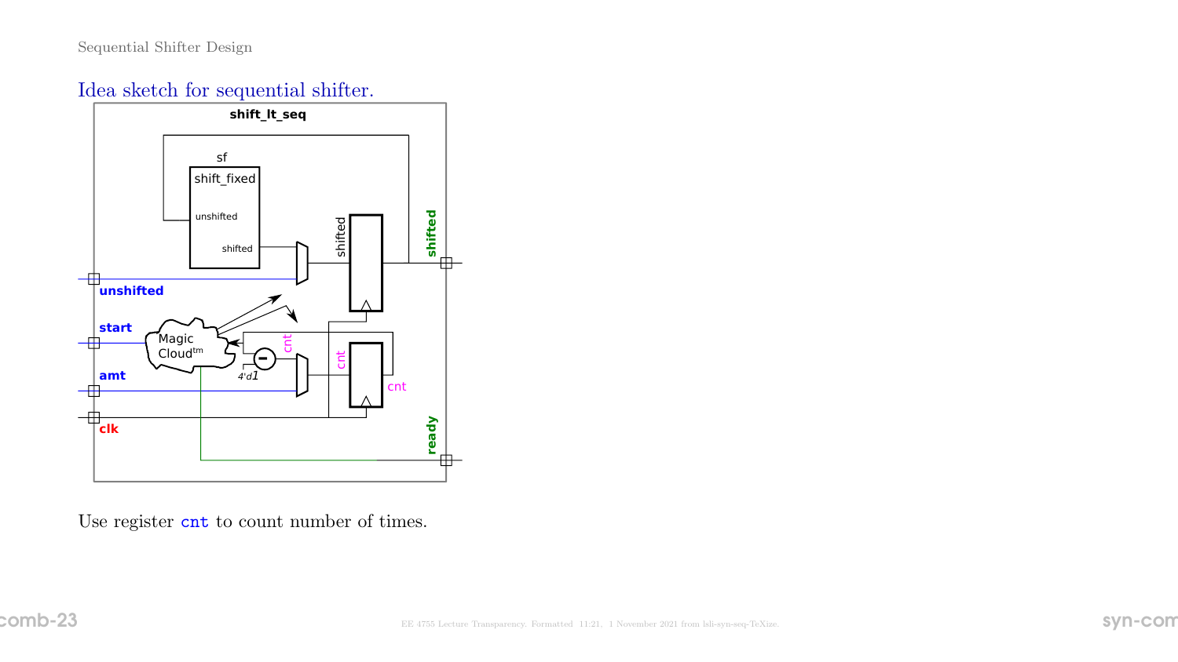## Idea sketch for sequential shifter.

shift_lt_seq

sf

shift_fixed

unshifted

shifted

shifted

shifted

unshifted

start

Magic Cloud$^{tm}$

cnt

cnt

cnt

4'd1

amt

clk

ready

Use register `cnt` to count number of times.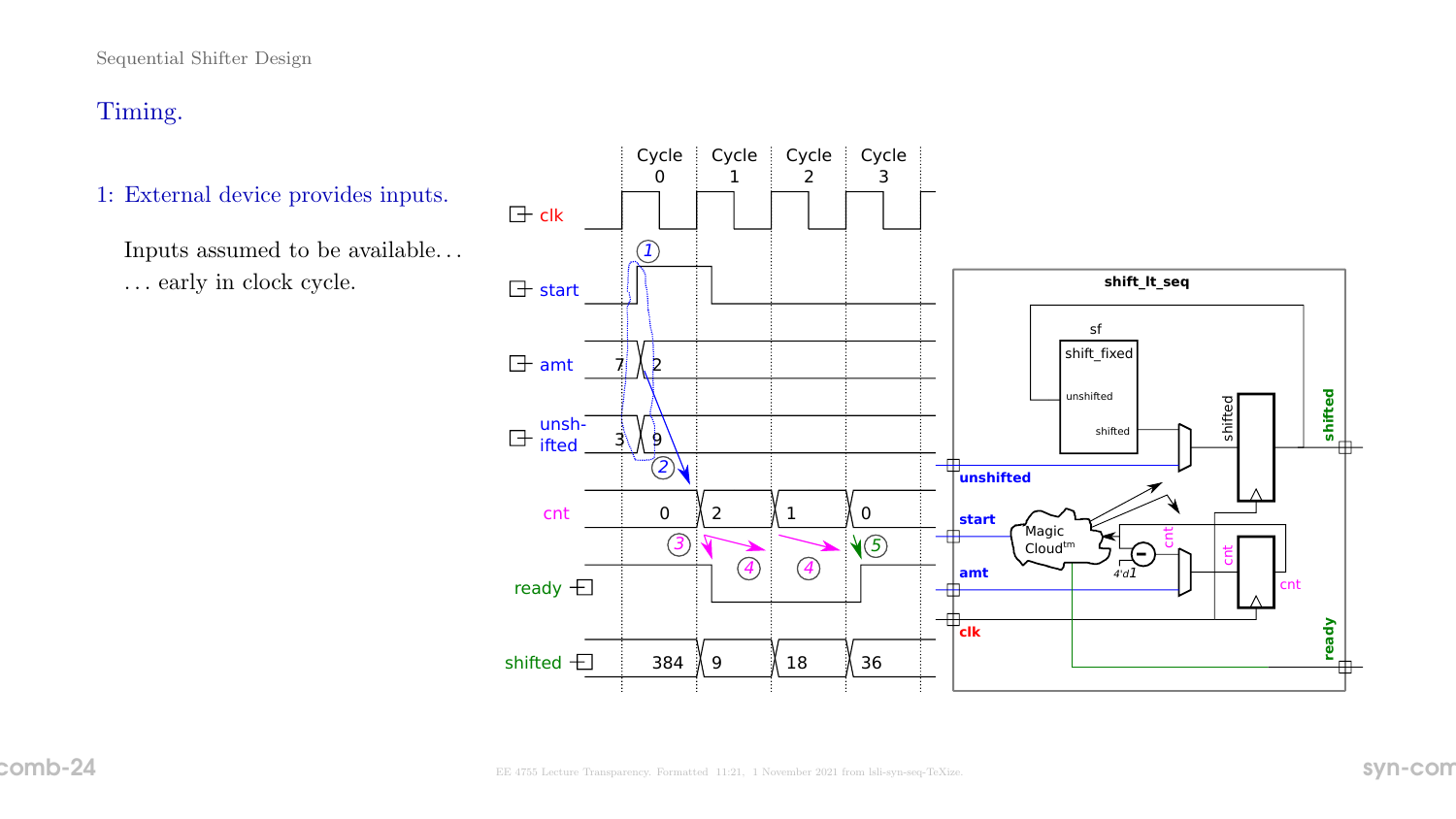# Timing.

1: External device provides inputs.

Inputs assumed to be available. . .
. . . early in clock cycle.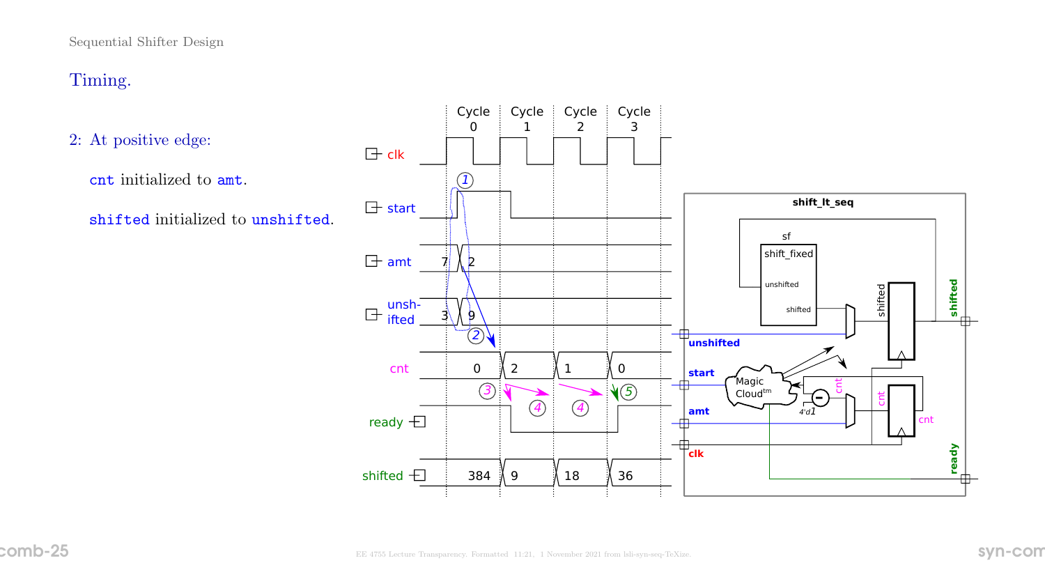# Timing.

2: At positive edge:

`cnt` initialized to `amt`.

`shifted` initialized to `unshifted`.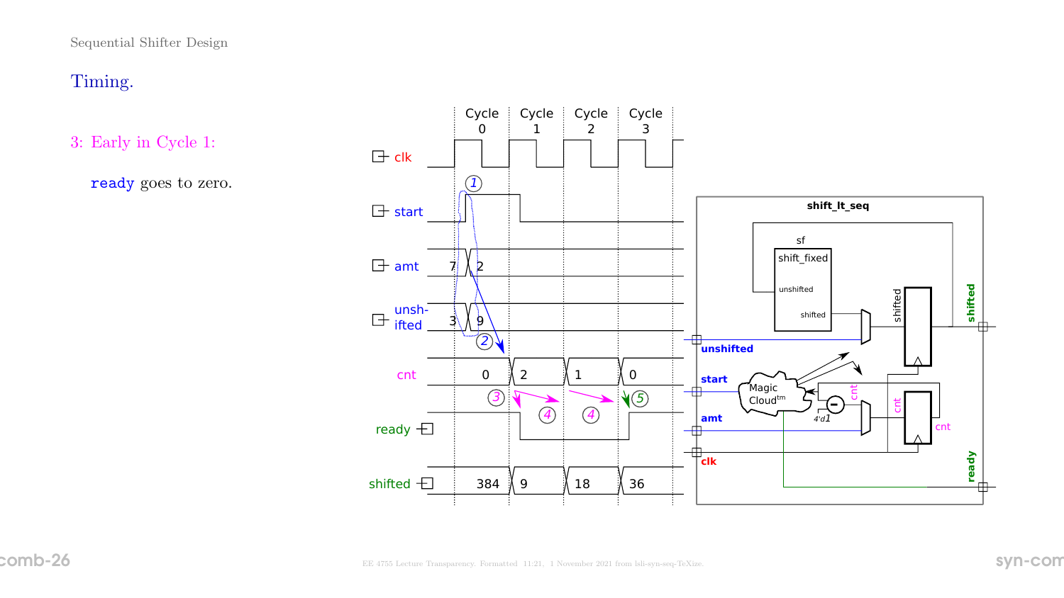## Timing.

3: Early in Cycle 1:

`ready` goes to zero.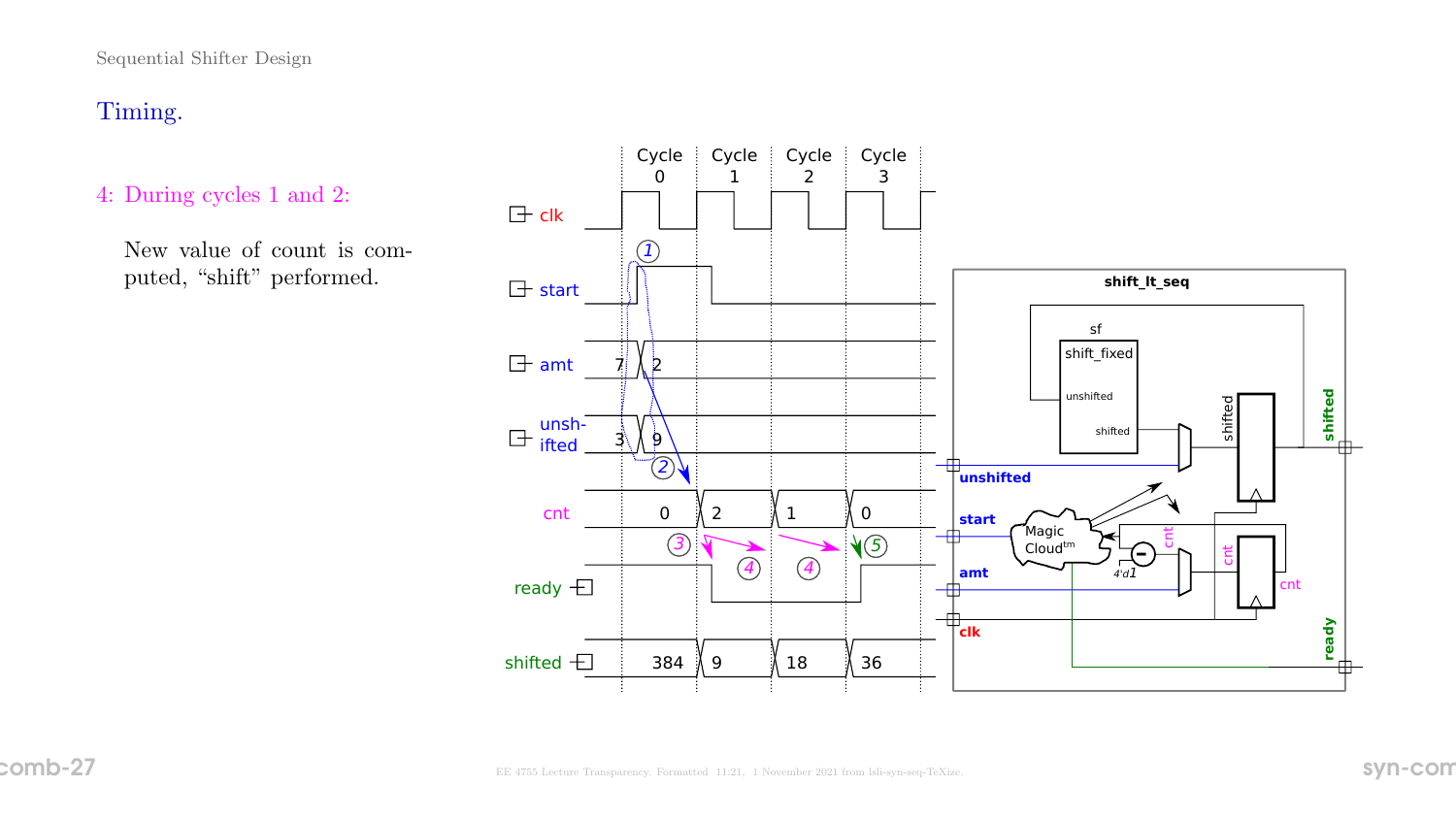# Timing.

4: During cycles 1 and 2:

New value of count is computed, “shift” performed.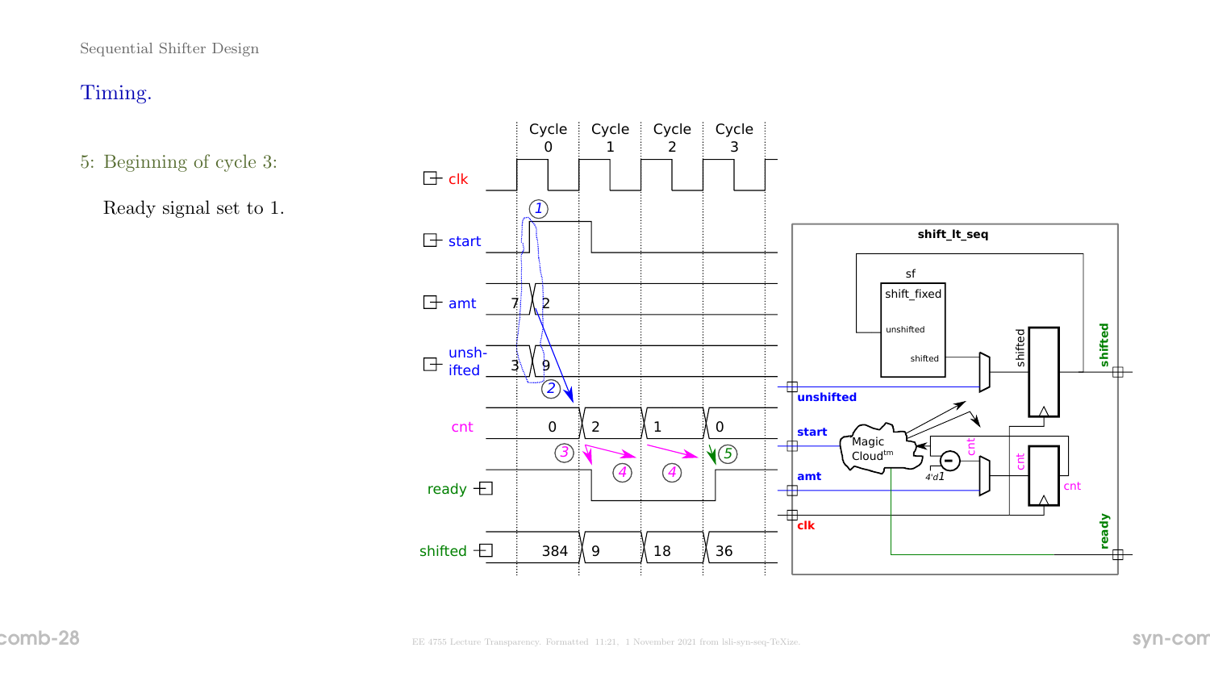## Timing.

5: Beginning of cycle 3:

Ready signal set to 1.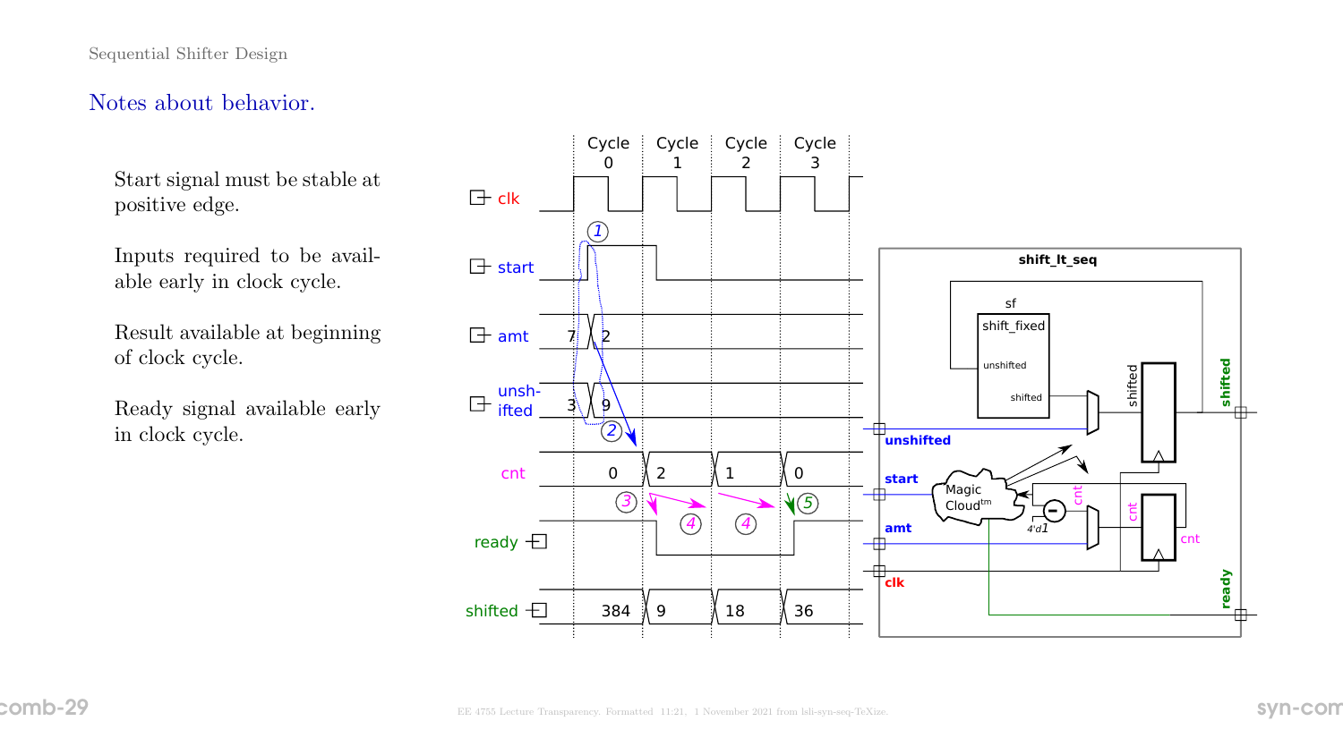## Notes about behavior.

Start signal must be stable at positive edge.

Inputs required to be available early in clock cycle.

Result available at beginning of clock cycle.

Ready signal available early in clock cycle.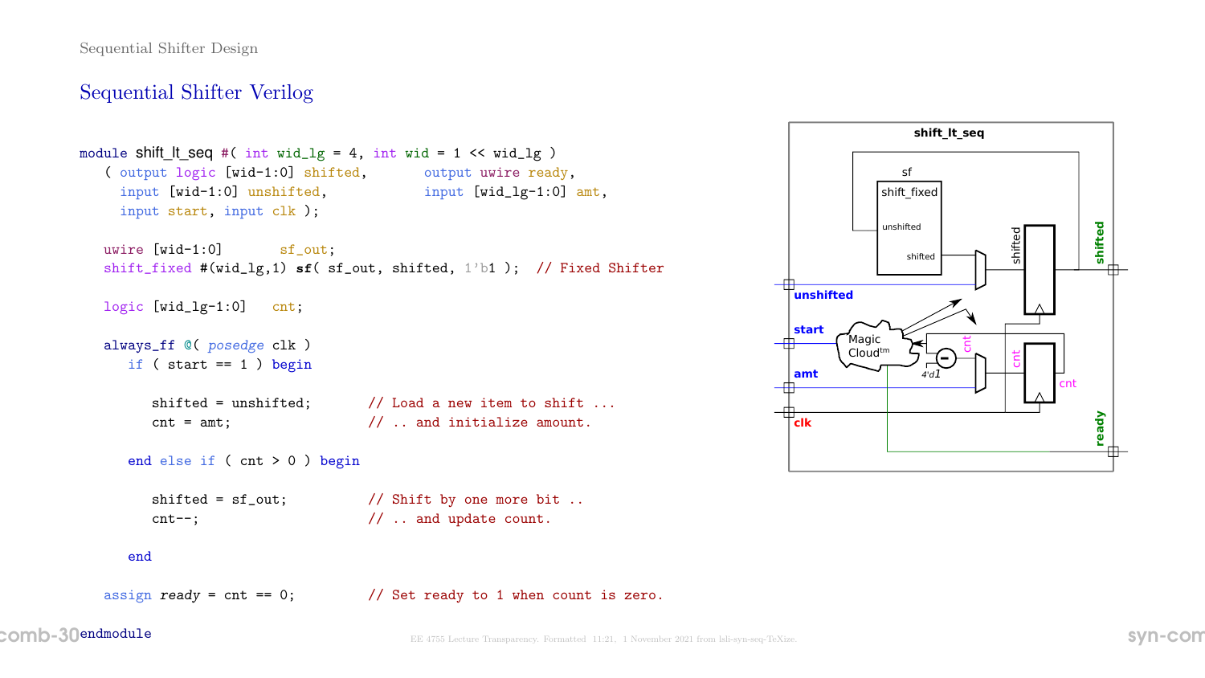## Sequential Shifter Verilog

```
module shift_lt_seq #( int wid_lg = 4, int wid = 1 << wid_lg )
   ( output logic [wid-1:0] shifted,       output uwire ready,
     input [wid-1:0] unshifted,            input [wid_lg-1:0] amt,
     input start, input clk );

   uwire [wid-1:0]       sf_out;
   shift_fixed #(wid_lg,1) sf( sf_out, shifted, 1'b1 );  // Fixed Shifter

   logic [wid_lg-1:0]    cnt;

   always_ff @( posedge clk )
      if ( start == 1 ) begin

         shifted = unshifted;        // Load a new item to shift ...
         cnt = amt;                  // .. and initialize amount.

      end else if ( cnt > 0 ) begin

         shifted = sf_out;           // Shift by one more bit ..
         cnt--;                      // .. and update count.

      end

   assign ready = cnt == 0;          // Set ready to 1 when count is zero.

endmodule
```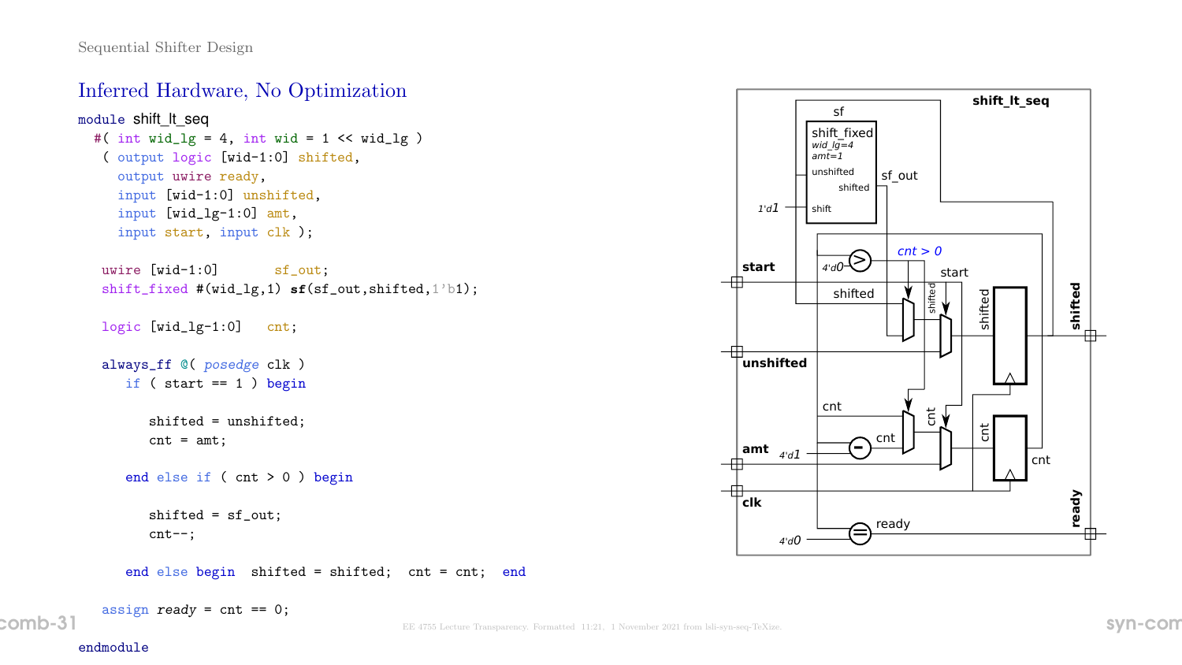## Inferred Hardware, No Optimization

```
module shift_lt_seq
  #( int wid_lg = 4, int wid = 1 << wid_lg )
  ( output logic [wid-1:0] shifted,
    output uwire ready,
    input [wid-1:0] unshifted,
    input [wid_lg-1:0] amt,
    input start, input clk );

   uwire [wid-1:0]       sf_out;
   shift_fixed #(wid_lg,1) sf(sf_out,shifted,1'b1);

   logic [wid_lg-1:0]    cnt;

   always_ff @( posedge clk )
     if ( start == 1 ) begin

        shifted = unshifted;
        cnt = amt;

     end else if ( cnt > 0 ) begin

        shifted = sf_out;
        cnt--;

     end else begin  shifted = shifted;  cnt = cnt;  end

   assign ready = cnt == 0;

endmodule
```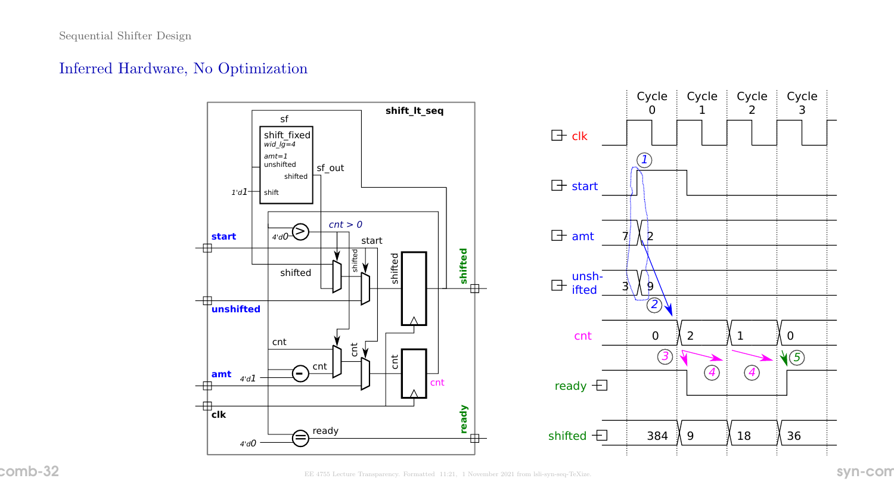# Inferred Hardware, No Optimization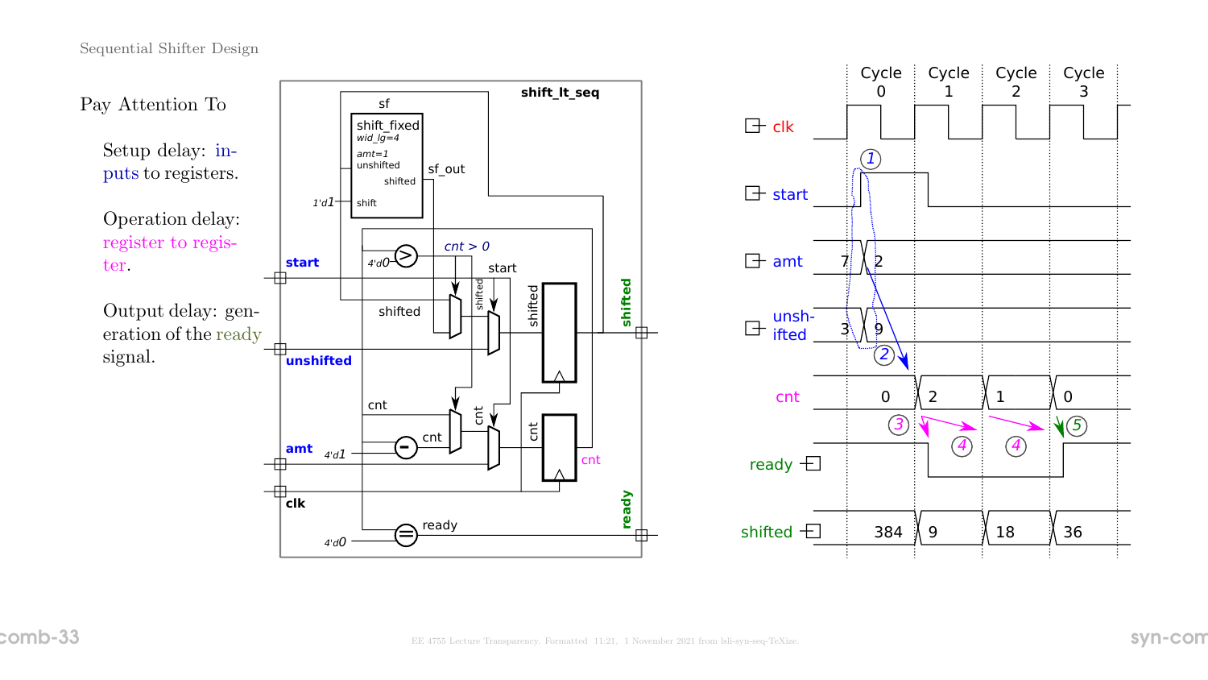Pay Attention To

Setup delay: inputs to registers.

Operation delay: register to register.

Output delay: generation of the ready signal.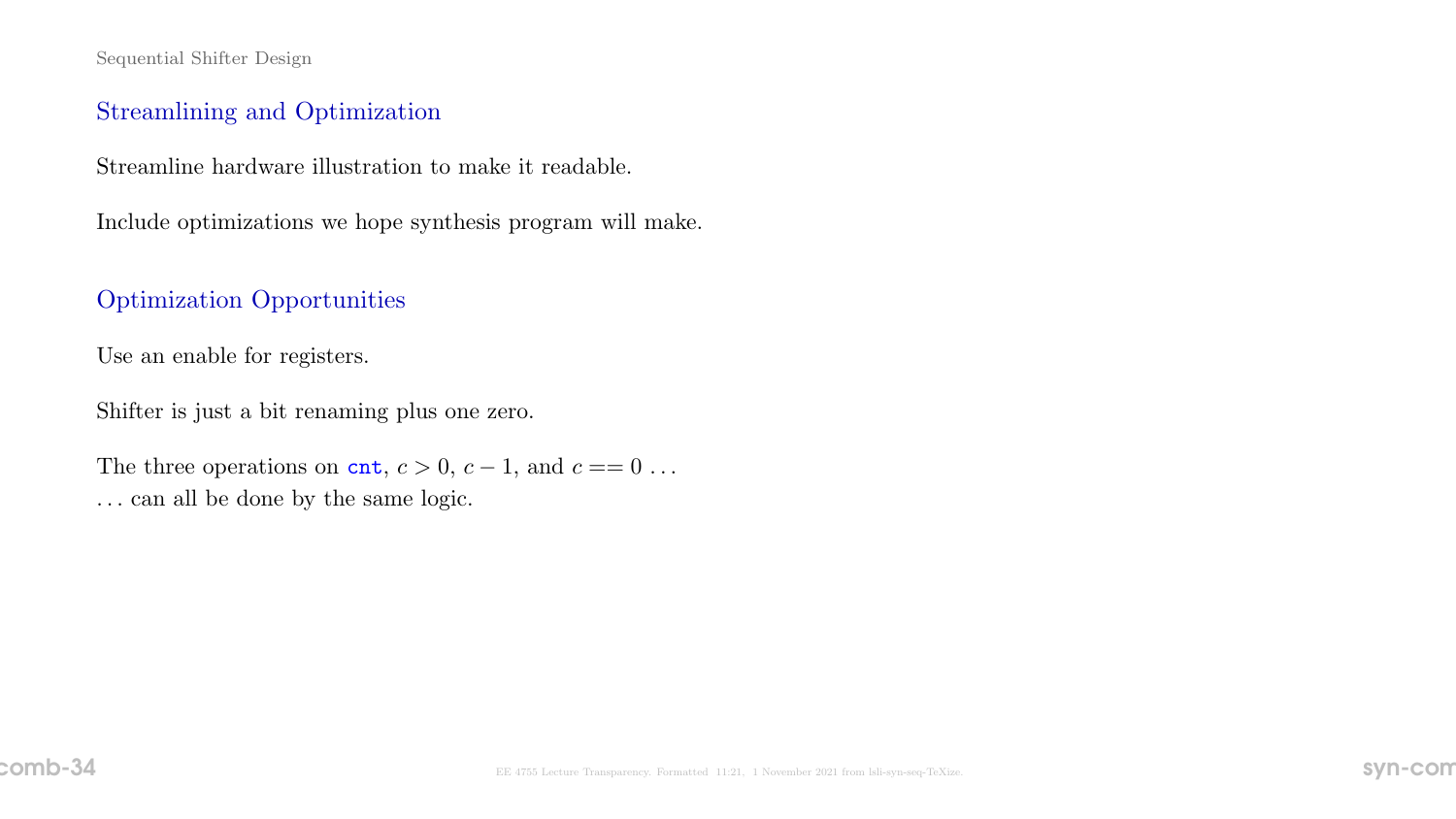Sequential Shifter Design

## Streamlining and Optimization

Streamline hardware illustration to make it readable.

Include optimizations we hope synthesis program will make.

## Optimization Opportunities

Use an enable for registers.

Shifter is just a bit renaming plus one zero.

The three operations on `cnt`, $c > 0$, $c - 1$, and $c == 0$ . . .
. . . can all be done by the same logic.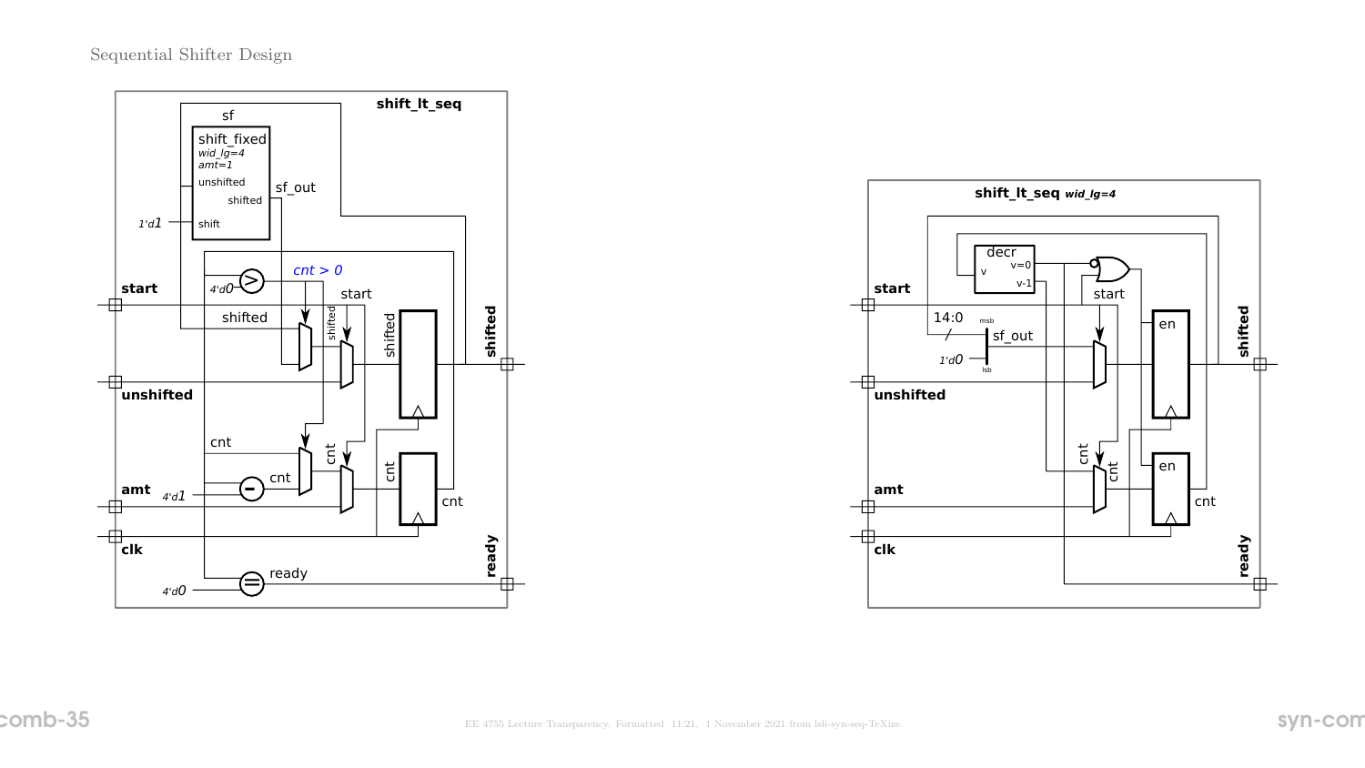Sequential Shifter Design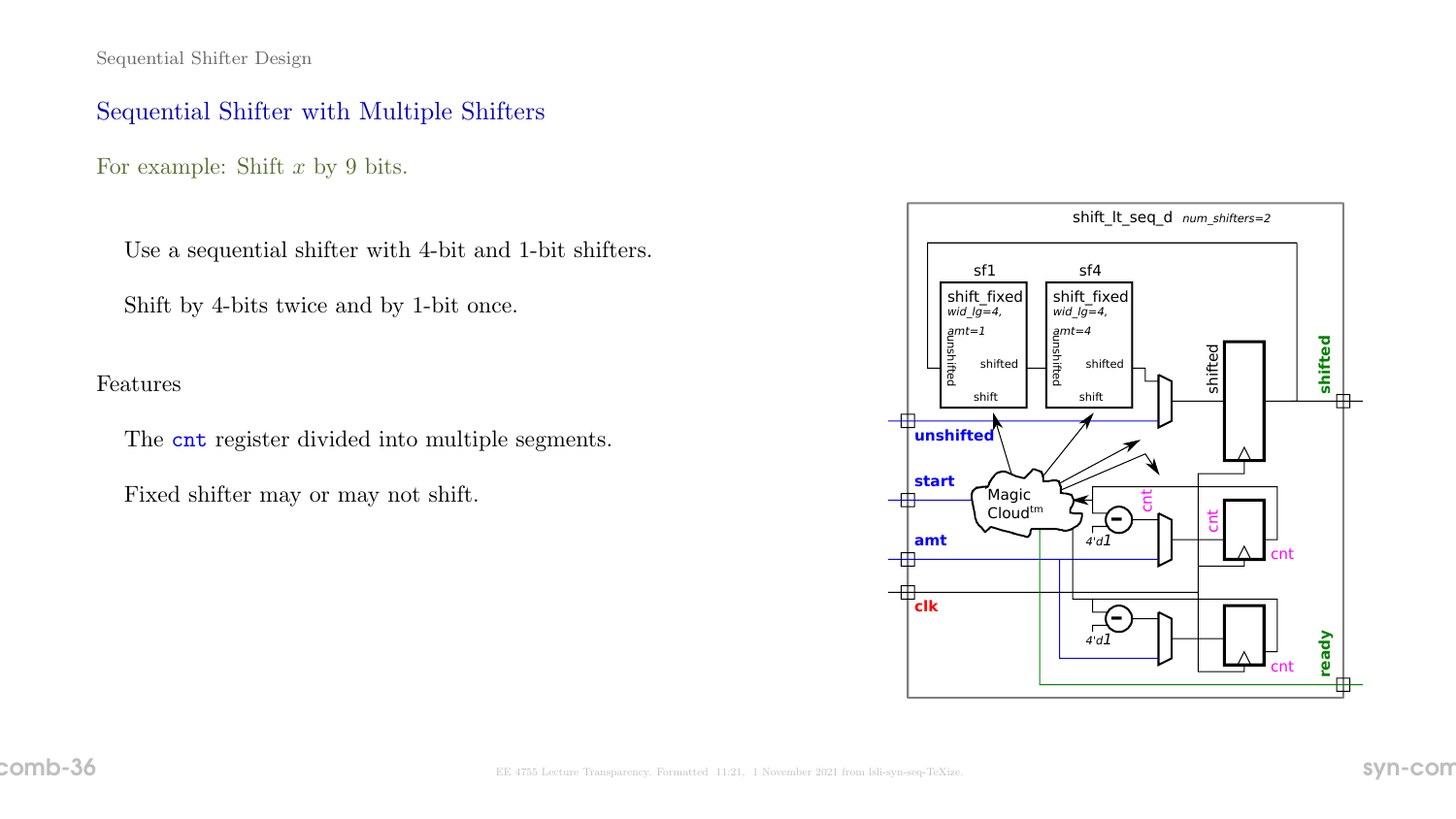## Sequential Shifter with Multiple Shifters

For example: Shift $x$ by 9 bits.

Use a sequential shifter with 4-bit and 1-bit shifters.

Shift by 4-bits twice and by 1-bit once.

Features

The `cnt` register divided into multiple segments.

Fixed shifter may or may not shift.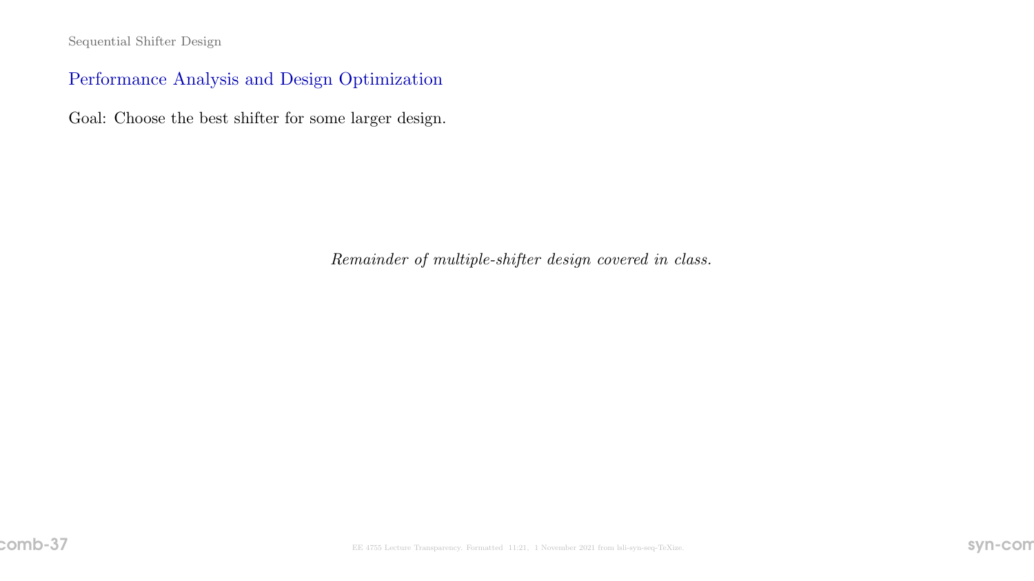## Performance Analysis and Design Optimization

Goal: Choose the best shifter for some larger design.

*Remainder of multiple-shifter design covered in class.*